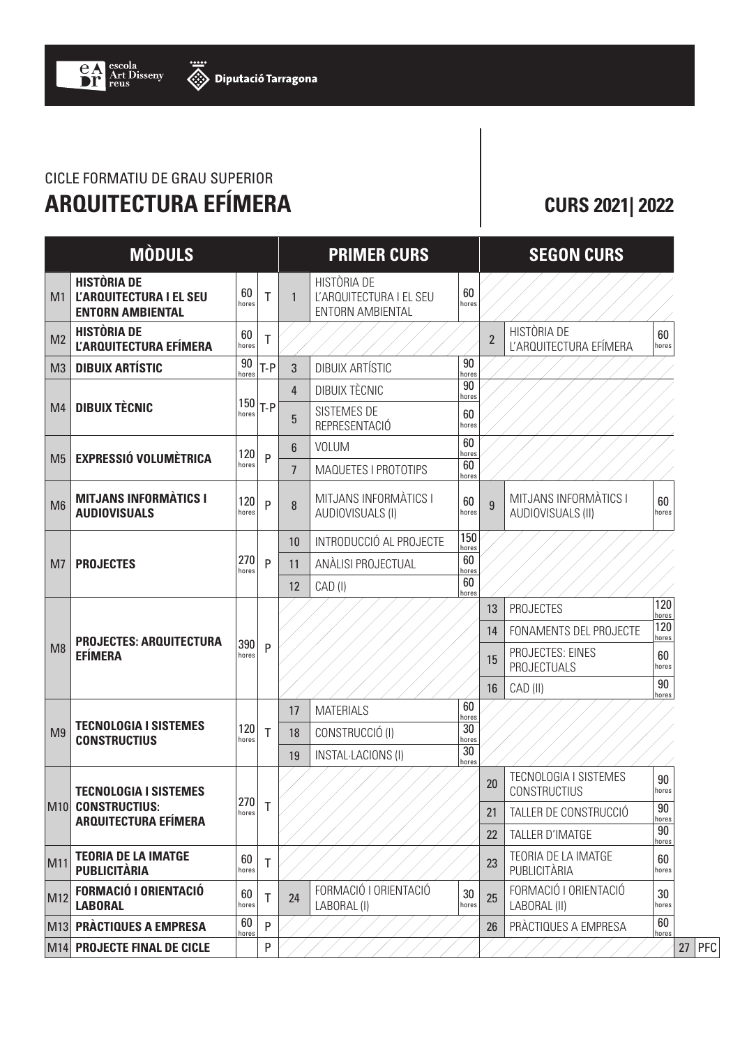escola Art Disseny reus · Diputació Tarragona

CICLE FORMATIU DE GRAU SUPERIOR

# ARQUITECTURA EFÍMERA

## CURS 2021| 2022

| MÒDULS | | | | PRIMER CURS | | | SEGON CURS | | | | |
|---|---|---|---|---|---|---|---|---|---|---|---|
| M1 | **HISTÒRIA DE L'ARQUITECTURA I EL SEU ENTORN AMBIENTAL** | 60 hores | T | 1 | HISTÒRIA DE L'ARQUITECTURA I EL SEU ENTORN AMBIENTAL | 60 hores | | | | | |
| M2 | **HISTÒRIA DE L'ARQUITECTURA EFÍMERA** | 60 hores | T | | | | 2 | HISTÒRIA DE L'ARQUITECTURA EFÍMERA | 60 hores | | |
| M3 | **DIBUIX ARTÍSTIC** | 90 hores | T-P | 3 | DIBUIX ARTÍSTIC | 90 hores | | | | | |
| M4 | **DIBUIX TÈCNIC** | 150 hores | T-P | 4 | DIBUIX TÈCNIC | 90 hores | | | | | |
| | | | | 5 | SISTEMES DE REPRESENTACIÓ | 60 hores | | | | | |
| M5 | **EXPRESSIÓ VOLUMÈTRICA** | 120 hores | P | 6 | VOLUM | 60 hores | | | | | |
| | | | | 7 | MAQUETES I PROTOTIPS | 60 hores | | | | | |
| M6 | **MITJANS INFORMÀTICS I AUDIOVISUALS** | 120 hores | P | 8 | MITJANS INFORMÀTICS I AUDIOVISUALS (I) | 60 hores | 9 | MITJANS INFORMÀTICS I AUDIOVISUALS (II) | 60 hores | | |
| M7 | **PROJECTES** | 270 hores | P | 10 | INTRODUCCIÓ AL PROJECTE | 150 hores | | | | | |
| | | | | 11 | ANÀLISI PROJECTUAL | 60 hores | | | | | |
| | | | | 12 | CAD (I) | 60 hores | | | | | |
| M8 | **PROJECTES: ARQUITECTURA EFÍMERA** | 390 hores | P | | | | 13 | PROJECTES | 120 hores | | |
| | | | | | | | 14 | FONAMENTS DEL PROJECTE | 120 hores | | |
| | | | | | | | 15 | PROJECTES: EINES PROJECTUALS | 60 hores | | |
| | | | | | | | 16 | CAD (II) | 90 hores | | |
| M9 | **TECNOLOGIA I SISTEMES CONSTRUCTIUS** | 120 hores | T | 17 | MATERIALS | 60 hores | | | | | |
| | | | | 18 | CONSTRUCCIÓ (I) | 30 hores | | | | | |
| | | | | 19 | INSTAL·LACIONS (I) | 30 hores | | | | | |
| M10 | **TECNOLOGIA I SISTEMES CONSTRUCTIUS: ARQUITECTURA EFÍMERA** | 270 hores | T | | | | 20 | TECNOLOGIA I SISTEMES CONSTRUCTIUS | 90 hores | | |
| | | | | | | | 21 | TALLER DE CONSTRUCCIÓ | 90 hores | | |
| | | | | | | | 22 | TALLER D'IMATGE | 90 hores | | |
| M11 | **TEORIA DE LA IMATGE PUBLICITÀRIA** | 60 hores | T | | | | 23 | TEORIA DE LA IMATGE PUBLICITÀRIA | 60 hores | | |
| M12 | **FORMACIÓ I ORIENTACIÓ LABORAL** | 60 hores | T | 24 | FORMACIÓ I ORIENTACIÓ LABORAL (I) | 30 hores | 25 | FORMACIÓ I ORIENTACIÓ LABORAL (II) | 30 hores | | |
| M13 | **PRÀCTIQUES A EMPRESA** | 60 hores | P | | | | 26 | PRÀCTIQUES A EMPRESA | 60 hores | | |
| M14 | **PROJECTE FINAL DE CICLE** | | P | | | | | | | 27 | PFC |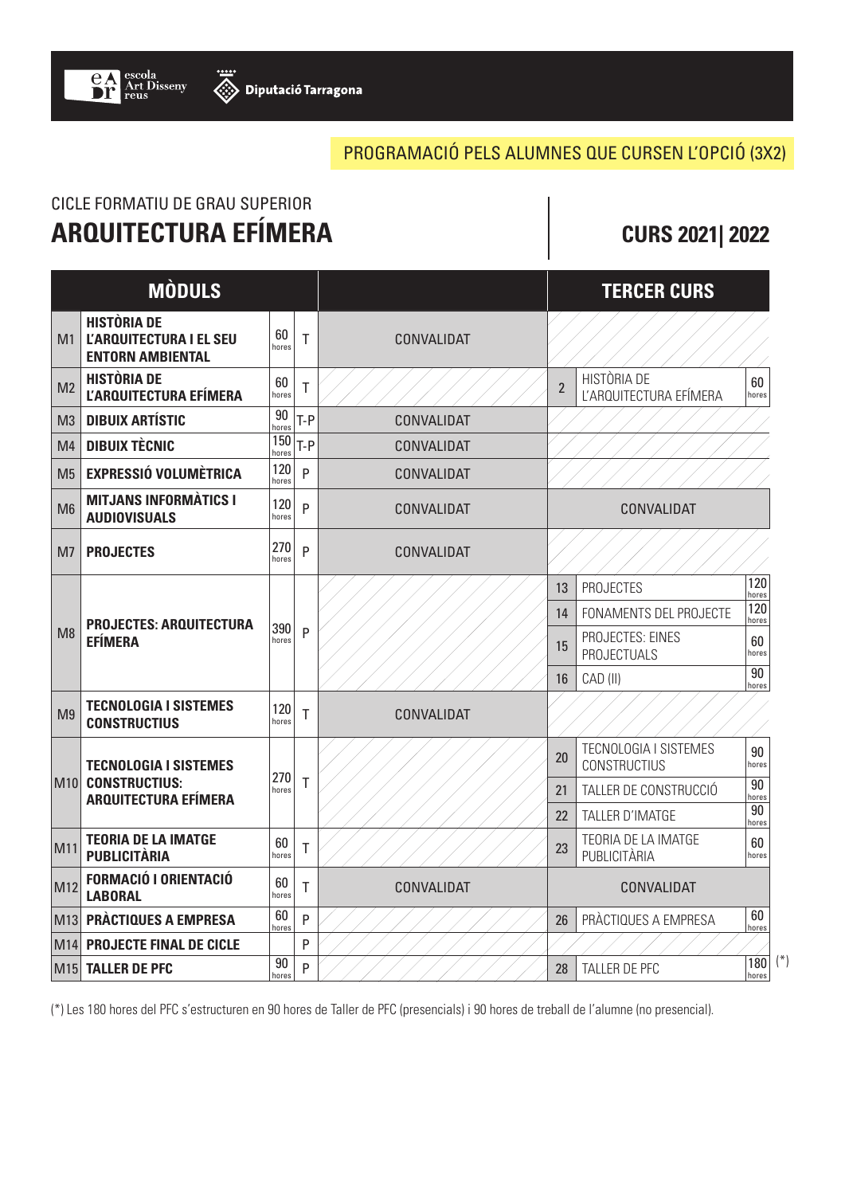escola Art Disseny reus — Diputació Tarragona

PROGRAMACIÓ PELS ALUMNES QUE CURSEN L'OPCIÓ (3X2)

CICLE FORMATIU DE GRAU SUPERIOR

# ARQUITECTURA EFÍMERA

## CURS 2021| 2022

| MÒDULS | | | | | | TERCER CURS | | |
|---|---|---|---|---|---|---|---|---|
| M1 | **HISTÒRIA DE L'ARQUITECTURA I EL SEU ENTORN AMBIENTAL** | 60 hores | T | CONVALIDAT | | | | |
| M2 | **HISTÒRIA DE L'ARQUITECTURA EFÍMERA** | 60 hores | T | | | 2 | HISTÒRIA DE L'ARQUITECTURA EFÍMERA | 60 hores |
| M3 | **DIBUIX ARTÍSTIC** | 90 hores | T-P | CONVALIDAT | | | | |
| M4 | **DIBUIX TÈCNIC** | 150 hores | T-P | CONVALIDAT | | | | |
| M5 | **EXPRESSIÓ VOLUMÈTRICA** | 120 hores | P | CONVALIDAT | | | | |
| M6 | **MITJANS INFORMÀTICS I AUDIOVISUALS** | 120 hores | P | CONVALIDAT | | CONVALIDAT | | |
| M7 | **PROJECTES** | 270 hores | P | CONVALIDAT | | | | |
| M8 | **PROJECTES: ARQUITECTURA EFÍMERA** | 390 hores | P | | | 13 | PROJECTES | 120 hores |
| | | | | | | 14 | FONAMENTS DEL PROJECTE | 120 hores |
| | | | | | | 15 | PROJECTES: EINES PROJECTUALS | 60 hores |
| | | | | | | 16 | CAD (II) | 90 hores |
| M9 | **TECNOLOGIA I SISTEMES CONSTRUCTIUS** | 120 hores | T | CONVALIDAT | | | | |
| M10 | **TECNOLOGIA I SISTEMES CONSTRUCTIUS: ARQUITECTURA EFÍMERA** | 270 hores | T | | | 20 | TECNOLOGIA I SISTEMES CONSTRUCTIUS | 90 hores |
| | | | | | | 21 | TALLER DE CONSTRUCCIÓ | 90 hores |
| | | | | | | 22 | TALLER D'IMATGE | 90 hores |
| M11 | **TEORIA DE LA IMATGE PUBLICITÀRIA** | 60 hores | T | | | 23 | TEORIA DE LA IMATGE PUBLICITÀRIA | 60 hores |
| M12 | **FORMACIÓ I ORIENTACIÓ LABORAL** | 60 hores | T | CONVALIDAT | | CONVALIDAT | | |
| M13 | **PRÀCTIQUES A EMPRESA** | 60 hores | P | | | 26 | PRÀCTIQUES A EMPRESA | 60 hores |
| M14 | **PROJECTE FINAL DE CICLE** | | P | | | | | |
| M15 | **TALLER DE PFC** | 90 hores | P | | | 28 | TALLER DE PFC | 180 hores (*) |

(*) Les 180 hores del PFC s'estructuren en 90 hores de Taller de PFC (presencials) i 90 hores de treball de l'alumne (no presencial).